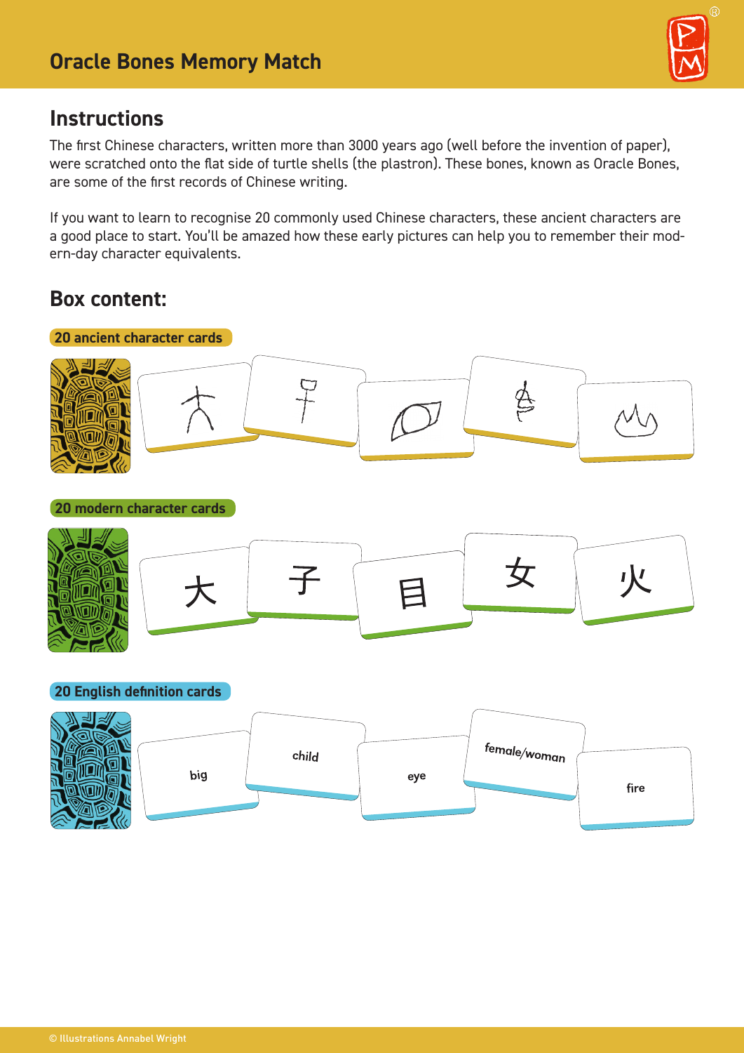# Oracle Bones Memory Match

## Instructions

The first Chinese characters, written more than 3000 years ago (well before the invention of paper), were scratched onto the flat side of turtle shells (the plastron). These bones, known as Oracle Bones, are some of the first records of Chinese writing.

If you want to learn to recognise 20 commonly used Chinese characters, these ancient characters are a good place to start. You'll be amazed how these early pictures can help you to remember their modern-day character equivalents.

## Box content:

**20 ancient character cards**

**20 modern character cards**

大 子 目 女 火

**20 English definition cards**

big child eye female/woman fire

© Illustrations Annabel Wright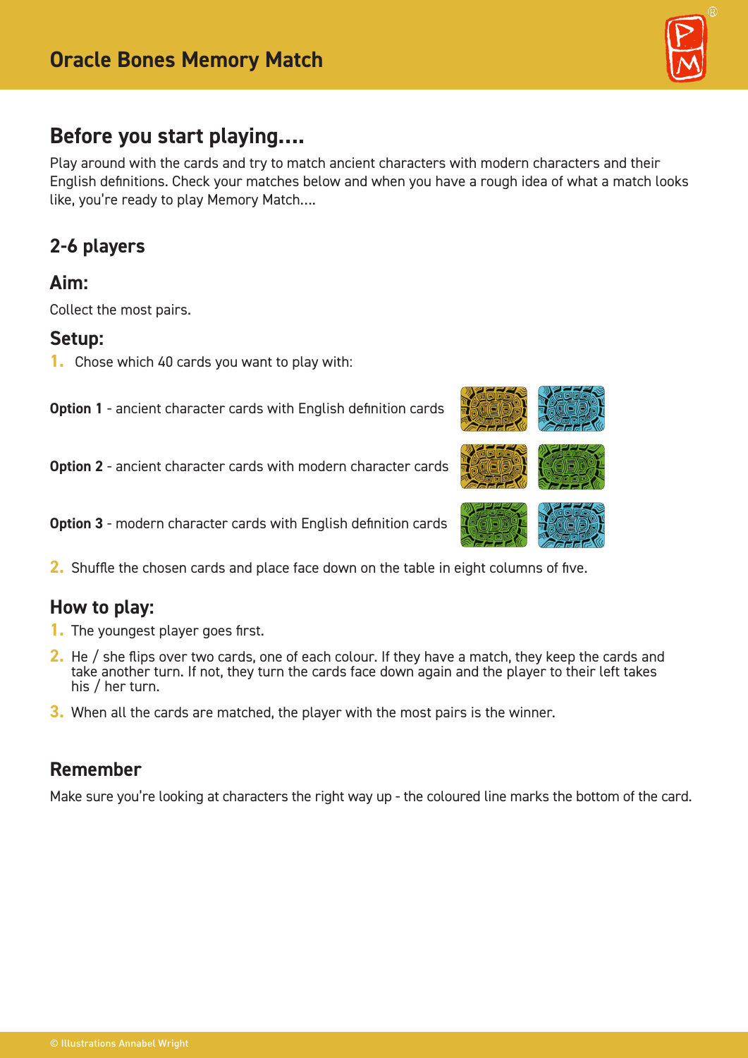# Oracle Bones Memory Match

## Before you start playing....

Play around with the cards and try to match ancient characters with modern characters and their English definitions. Check your matches below and when you have a rough idea of what a match looks like, you're ready to play Memory Match....

### 2-6 players

### Aim:

Collect the most pairs.

### Setup:

1. Chose which 40 cards you want to play with:

**Option 1** - ancient character cards with English definition cards

**Option 2** - ancient character cards with modern character cards

**Option 3** - modern character cards with English definition cards

2. Shuffle the chosen cards and place face down on the table in eight columns of five.

### How to play:

1. The youngest player goes first.
2. He / she flips over two cards, one of each colour. If they have a match, they keep the cards and take another turn. If not, they turn the cards face down again and the player to their left takes his / her turn.
3. When all the cards are matched, the player with the most pairs is the winner.

### Remember

Make sure you're looking at characters the right way up - the coloured line marks the bottom of the card.

© Illustrations Annabel Wright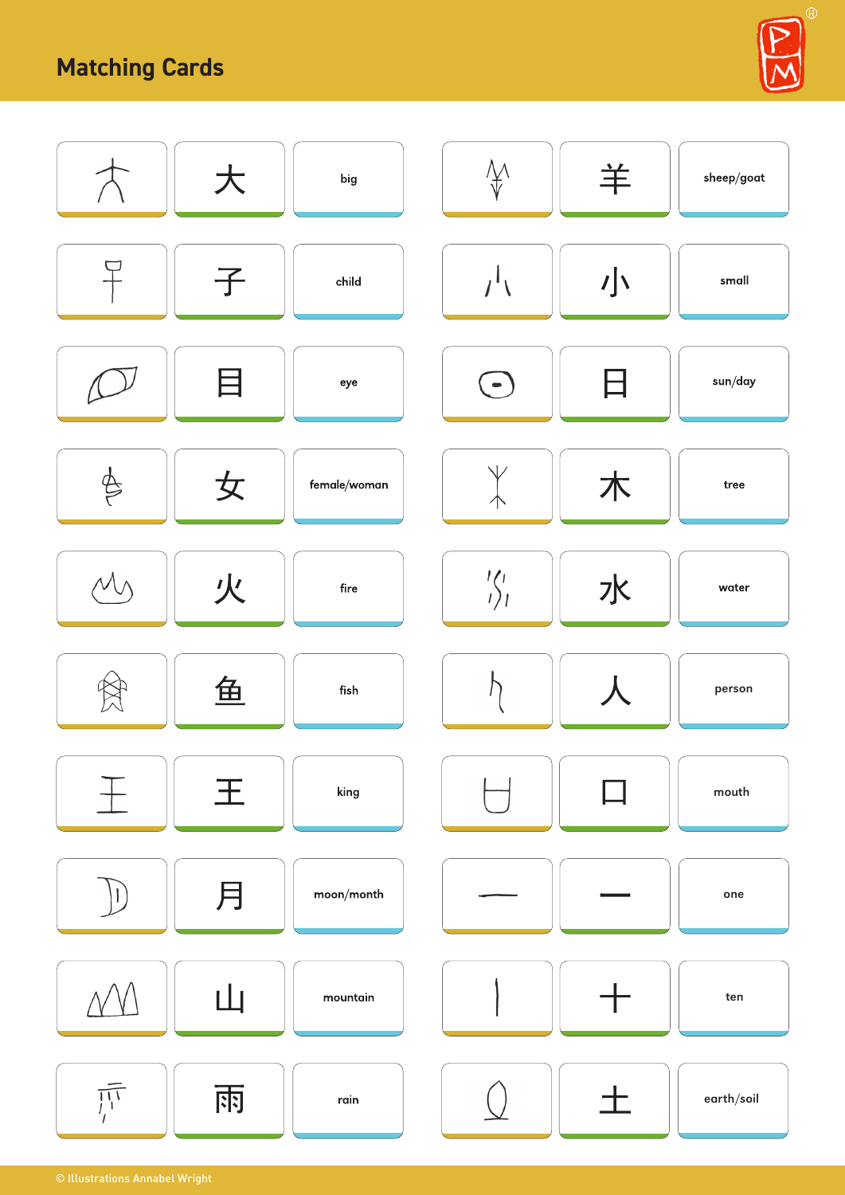# Matching Cards

| | | | |
|---|---|---|---|
| 大 | big | 羊 | sheep/goat |
| 子 | child | 小 | small |
| 目 | eye | 日 | sun/day |
| 女 | female/woman | 木 | tree |
| 火 | fire | 水 | water |
| 鱼 | fish | 人 | person |
| 王 | king | 口 | mouth |
| 月 | moon/month | 一 | one |
| 山 | mountain | 十 | ten |
| 雨 | rain | 土 | earth/soil |

© Illustrations Annabel Wright